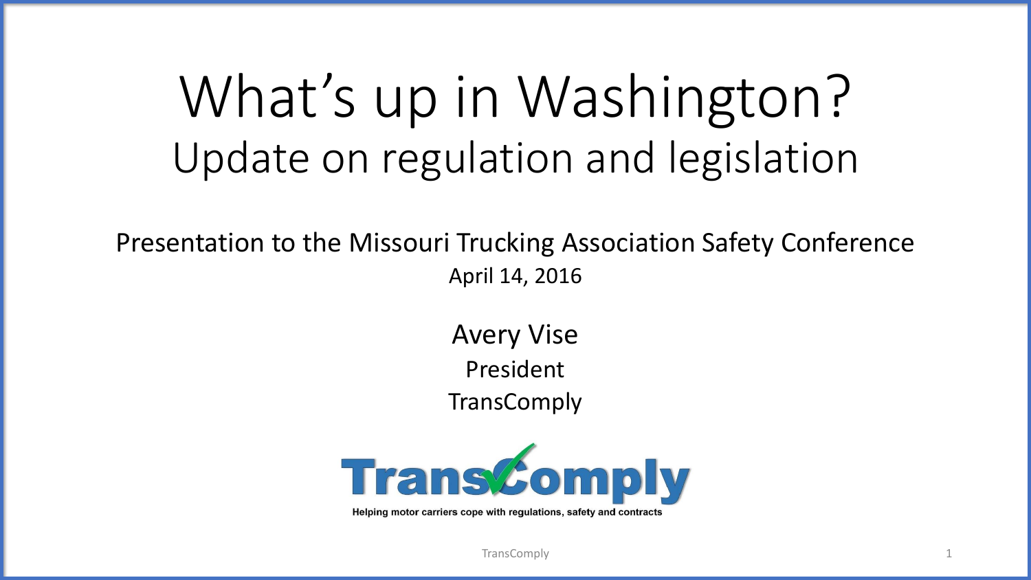# What's up in Washington?

## Update on regulation and legislation

Presentation to the Missouri Trucking Association Safety Conference

April 14, 2016

Avery Vise

President

TransComply

TransComply

Helping motor carriers cope with regulations, safety and contracts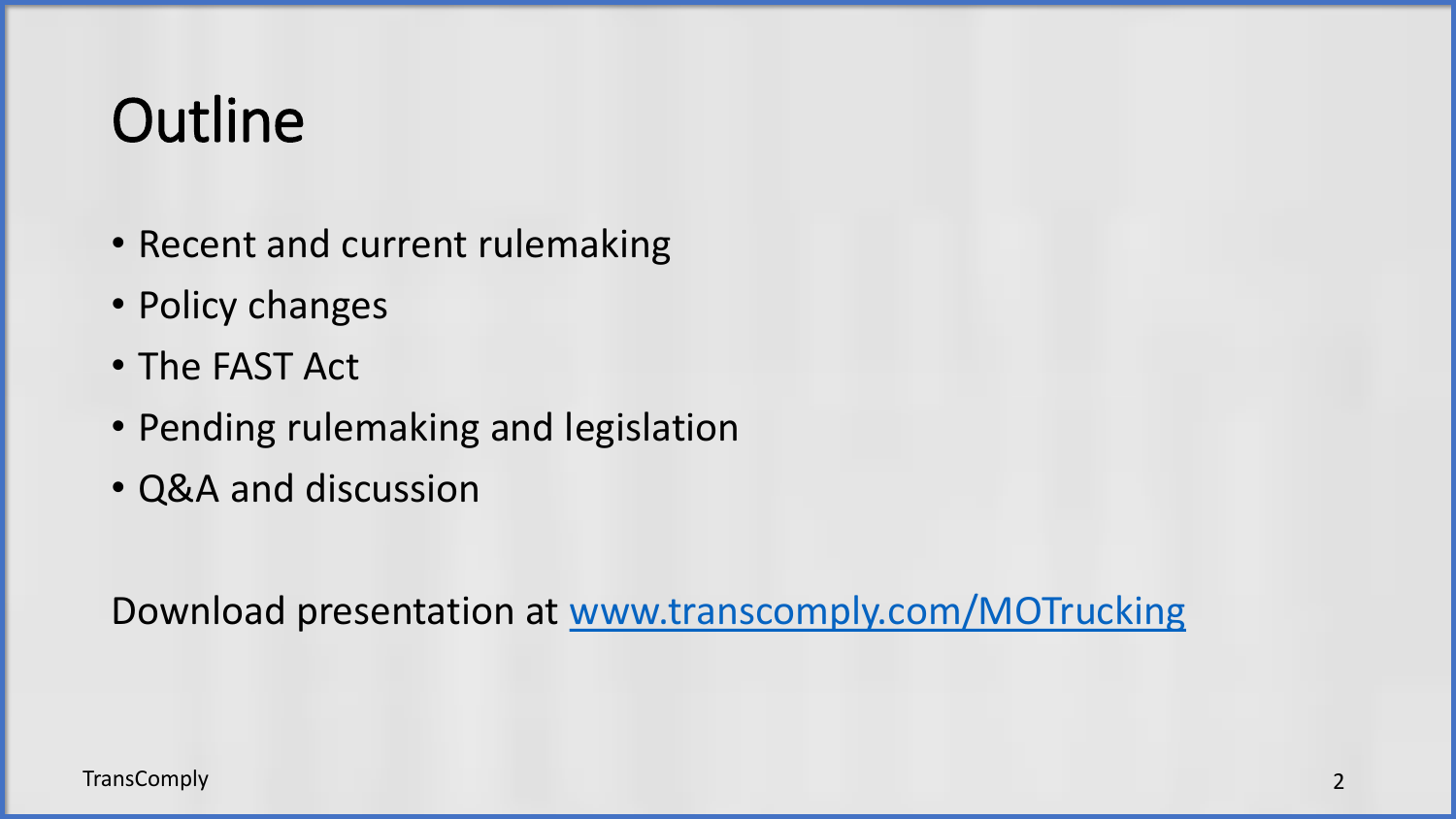# Outline

- Recent and current rulemaking
- Policy changes
- The FAST Act
- Pending rulemaking and legislation
- Q&A and discussion

Download presentation at [www.transcomply.com/MOTrucking](http://www.transcomply.com/MOTrucking)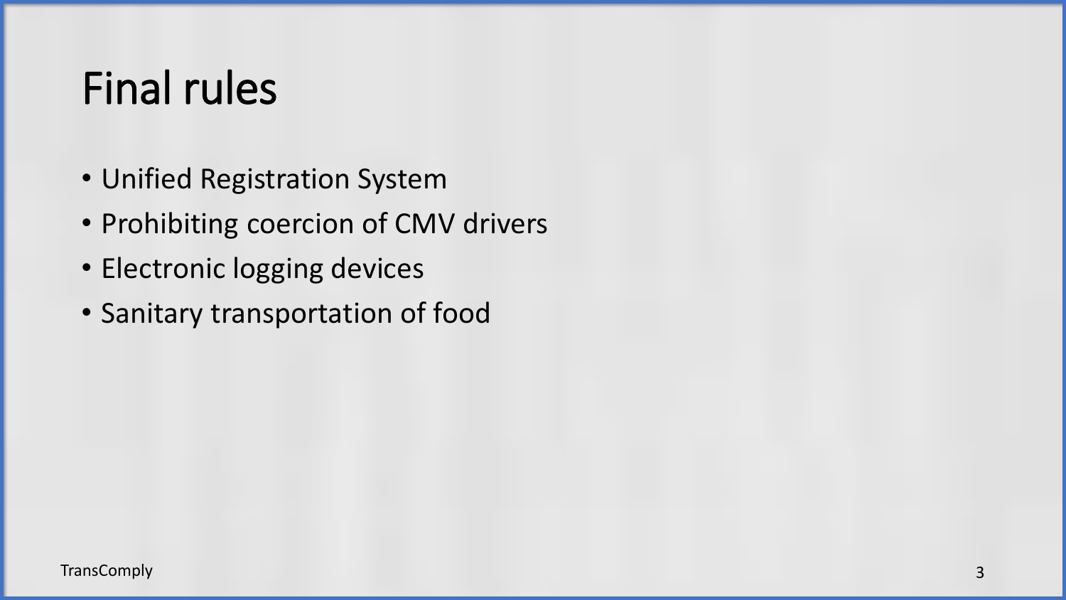# Final rules

- Unified Registration System
- Prohibiting coercion of CMV drivers
- Electronic logging devices
- Sanitary transportation of food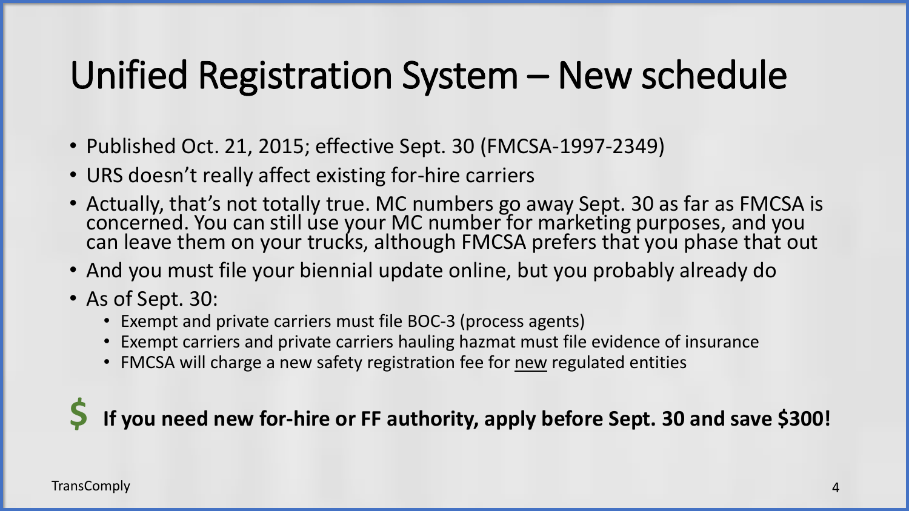# Unified Registration System – New schedule

- Published Oct. 21, 2015; effective Sept. 30 (FMCSA-1997-2349)
- URS doesn't really affect existing for-hire carriers
- Actually, that's not totally true. MC numbers go away Sept. 30 as far as FMCSA is concerned. You can still use your MC number for marketing purposes, and you can leave them on your trucks, although FMCSA prefers that you phase that out
- And you must file your biennial update online, but you probably already do
- As of Sept. 30:
  - Exempt and private carriers must file BOC-3 (process agents)
  - Exempt carriers and private carriers hauling hazmat must file evidence of insurance
  - FMCSA will charge a new safety registration fee for <u>new</u> regulated entities

$ **If you need new for-hire or FF authority, apply before Sept. 30 and save $300!**

TransComply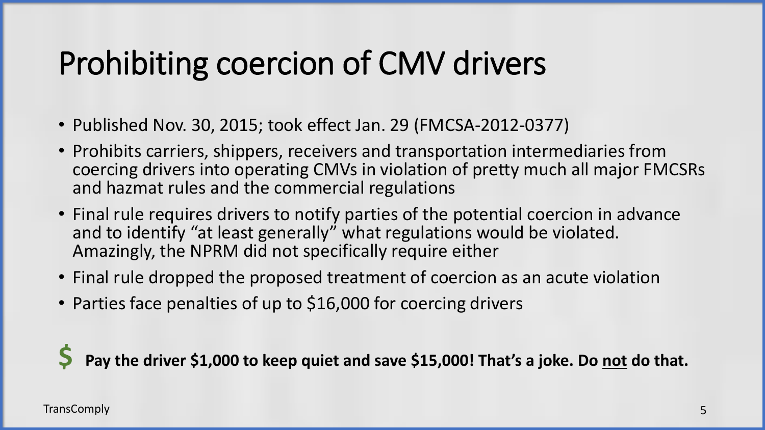# Prohibiting coercion of CMV drivers

- Published Nov. 30, 2015; took effect Jan. 29 (FMCSA-2012-0377)
- Prohibits carriers, shippers, receivers and transportation intermediaries from coercing drivers into operating CMVs in violation of pretty much all major FMCSRs and hazmat rules and the commercial regulations
- Final rule requires drivers to notify parties of the potential coercion in advance and to identify "at least generally" what regulations would be violated. Amazingly, the NPRM did not specifically require either
- Final rule dropped the proposed treatment of coercion as an acute violation
- Parties face penalties of up to $16,000 for coercing drivers

**$ Pay the driver $1,000 to keep quiet and save $15,000! That's a joke. Do <u>not</u> do that.**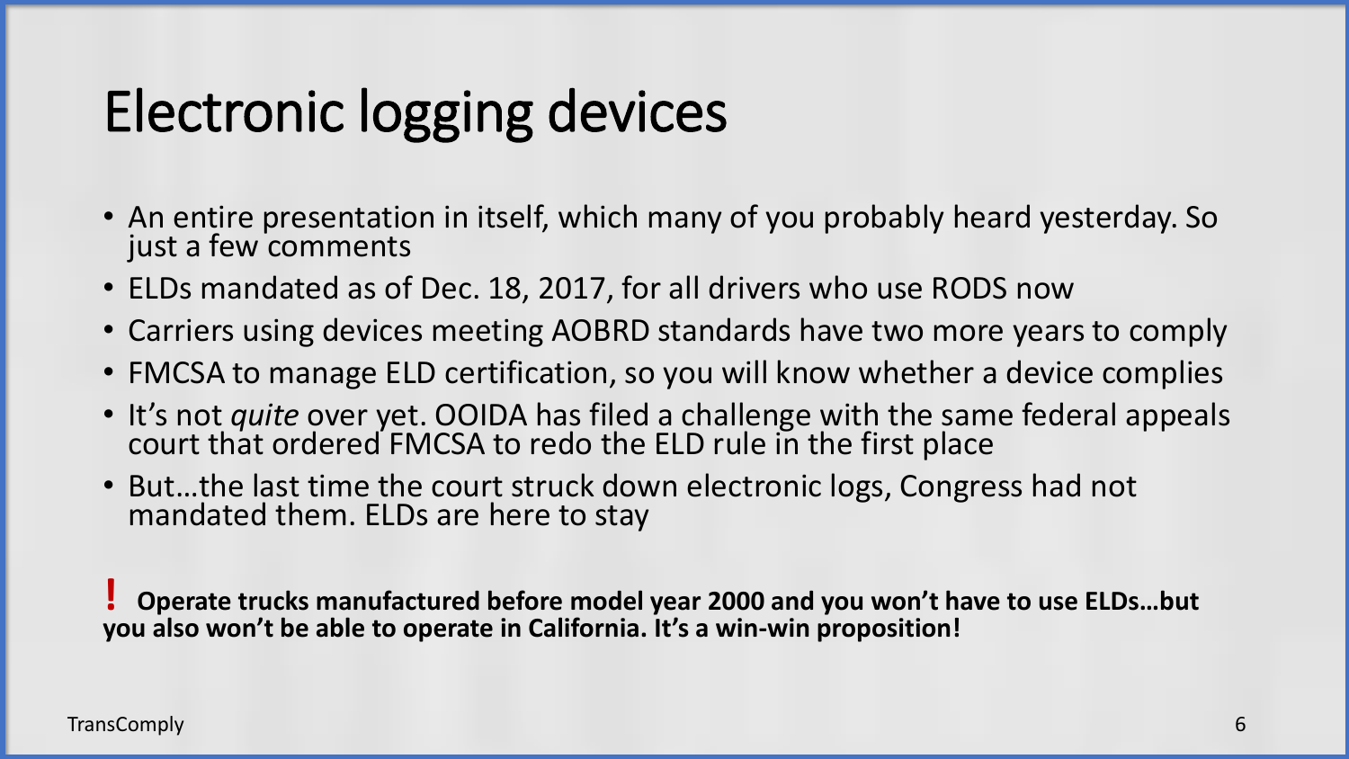# Electronic logging devices

- An entire presentation in itself, which many of you probably heard yesterday. So just a few comments
- ELDs mandated as of Dec. 18, 2017, for all drivers who use RODS now
- Carriers using devices meeting AOBRD standards have two more years to comply
- FMCSA to manage ELD certification, so you will know whether a device complies
- It's not *quite* over yet. OOIDA has filed a challenge with the same federal appeals court that ordered FMCSA to redo the ELD rule in the first place
- But…the last time the court struck down electronic logs, Congress had not mandated them. ELDs are here to stay

**! Operate trucks manufactured before model year 2000 and you won't have to use ELDs…but you also won't be able to operate in California. It's a win-win proposition!**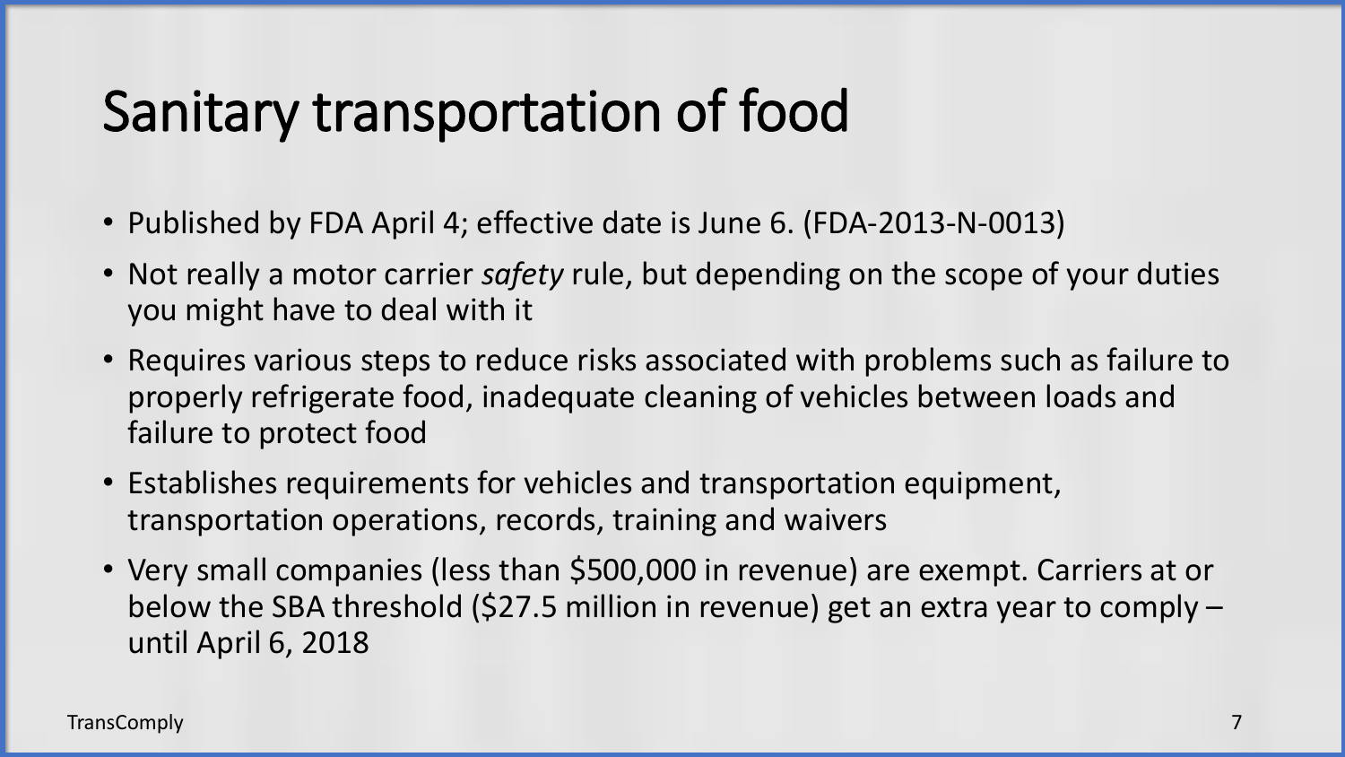# Sanitary transportation of food

- Published by FDA April 4; effective date is June 6. (FDA-2013-N-0013)
- Not really a motor carrier *safety* rule, but depending on the scope of your duties you might have to deal with it
- Requires various steps to reduce risks associated with problems such as failure to properly refrigerate food, inadequate cleaning of vehicles between loads and failure to protect food
- Establishes requirements for vehicles and transportation equipment, transportation operations, records, training and waivers
- Very small companies (less than $500,000 in revenue) are exempt. Carriers at or below the SBA threshold ($27.5 million in revenue) get an extra year to comply – until April 6, 2018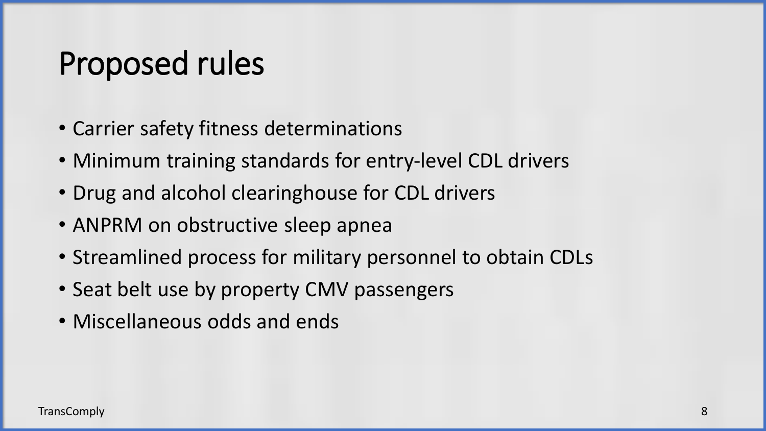# Proposed rules

- Carrier safety fitness determinations
- Minimum training standards for entry-level CDL drivers
- Drug and alcohol clearinghouse for CDL drivers
- ANPRM on obstructive sleep apnea
- Streamlined process for military personnel to obtain CDLs
- Seat belt use by property CMV passengers
- Miscellaneous odds and ends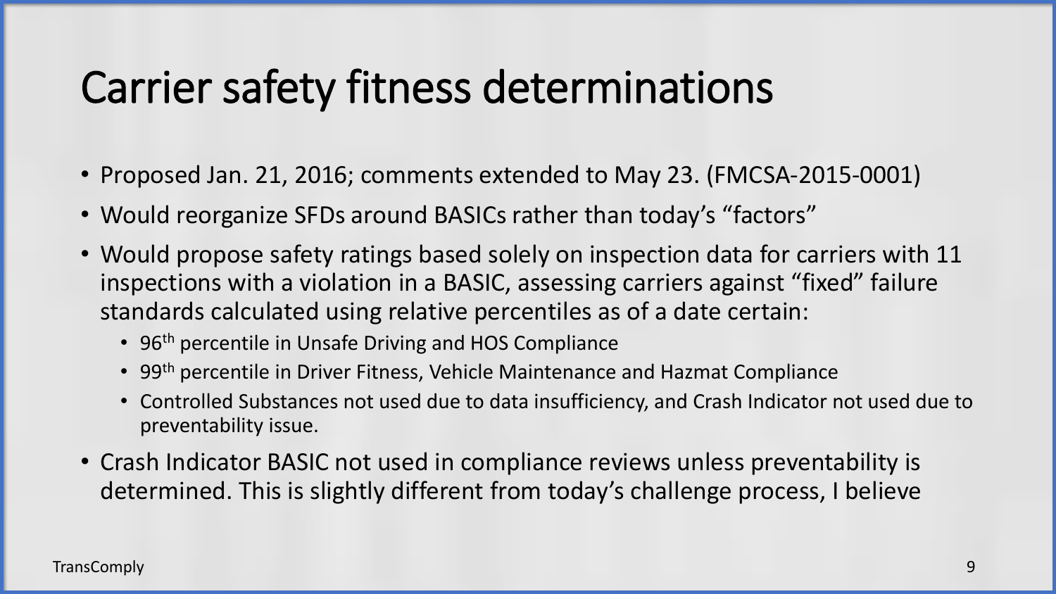# Carrier safety fitness determinations

- Proposed Jan. 21, 2016; comments extended to May 23. (FMCSA-2015-0001)
- Would reorganize SFDs around BASICs rather than today's "factors"
- Would propose safety ratings based solely on inspection data for carriers with 11 inspections with a violation in a BASIC, assessing carriers against "fixed" failure standards calculated using relative percentiles as of a date certain:
  - 96th percentile in Unsafe Driving and HOS Compliance
  - 99th percentile in Driver Fitness, Vehicle Maintenance and Hazmat Compliance
  - Controlled Substances not used due to data insufficiency, and Crash Indicator not used due to preventability issue.
- Crash Indicator BASIC not used in compliance reviews unless preventability is determined. This is slightly different from today's challenge process, I believe

TransComply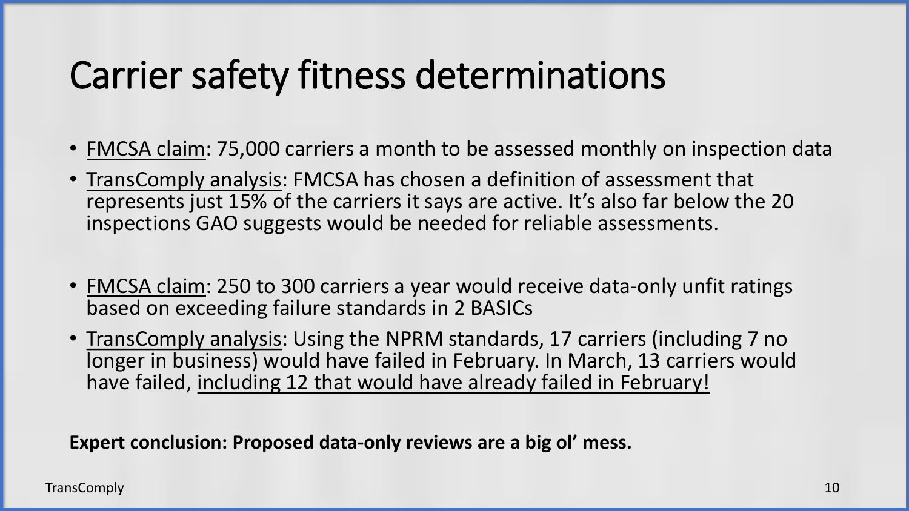# Carrier safety fitness determinations

- FMCSA claim: 75,000 carriers a month to be assessed monthly on inspection data
- TransComply analysis: FMCSA has chosen a definition of assessment that represents just 15% of the carriers it says are active. It's also far below the 20 inspections GAO suggests would be needed for reliable assessments.

- FMCSA claim: 250 to 300 carriers a year would receive data-only unfit ratings based on exceeding failure standards in 2 BASICs
- TransComply analysis: Using the NPRM standards, 17 carriers (including 7 no longer in business) would have failed in February. In March, 13 carriers would have failed, including 12 that would have already failed in February!

**Expert conclusion: Proposed data-only reviews are a big ol' mess.**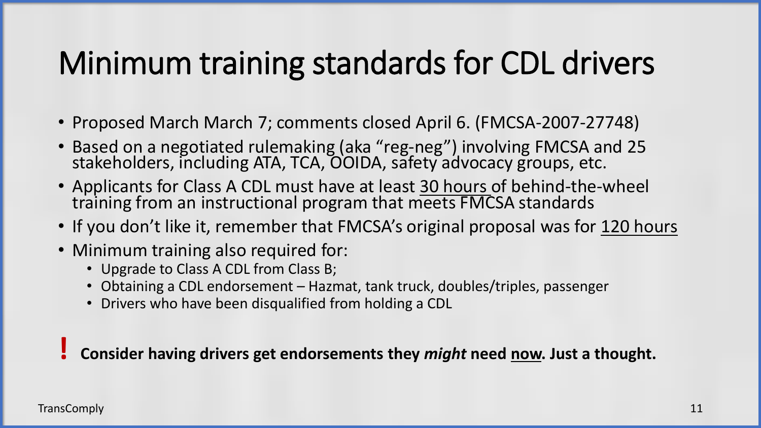# Minimum training standards for CDL drivers

- Proposed March March 7; comments closed April 6. (FMCSA-2007-27748)
- Based on a negotiated rulemaking (aka "reg-neg") involving FMCSA and 25 stakeholders, including ATA, TCA, OOIDA, safety advocacy groups, etc.
- Applicants for Class A CDL must have at least <u>30 hours</u> of behind-the-wheel training from an instructional program that meets FMCSA standards
- If you don't like it, remember that FMCSA's original proposal was for <u>120 hours</u>
- Minimum training also required for:
  - Upgrade to Class A CDL from Class B;
  - Obtaining a CDL endorsement – Hazmat, tank truck, doubles/triples, passenger
  - Drivers who have been disqualified from holding a CDL

**! Consider having drivers get endorsements they *might* need <u>now</u>. Just a thought.**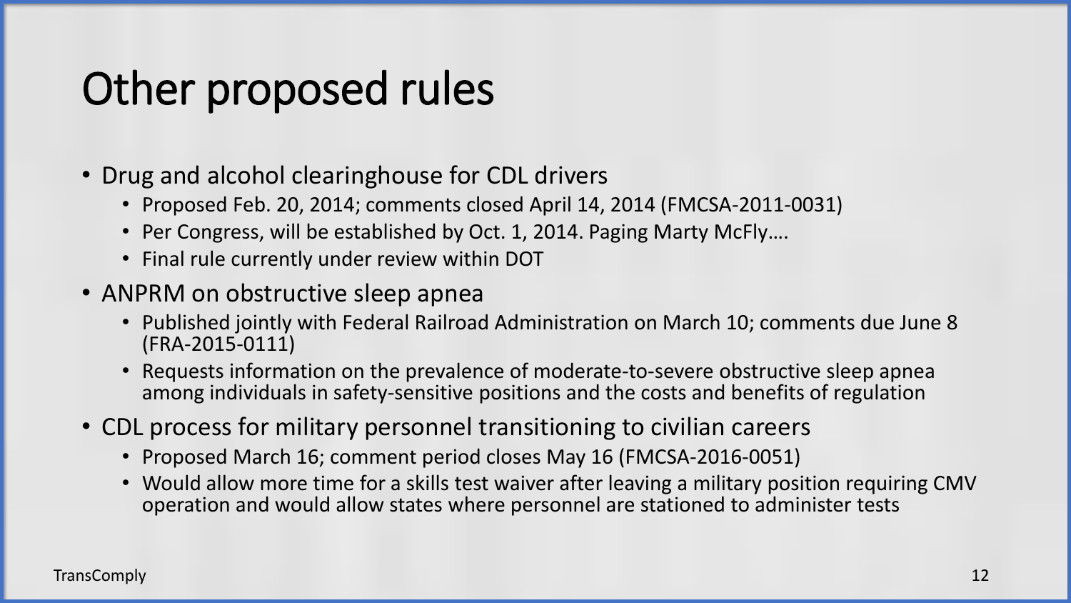# Other proposed rules

- Drug and alcohol clearinghouse for CDL drivers
  - Proposed Feb. 20, 2014; comments closed April 14, 2014 (FMCSA-2011-0031)
  - Per Congress, will be established by Oct. 1, 2014. Paging Marty McFly….
  - Final rule currently under review within DOT
- ANPRM on obstructive sleep apnea
  - Published jointly with Federal Railroad Administration on March 10; comments due June 8 (FRA-2015-0111)
  - Requests information on the prevalence of moderate-to-severe obstructive sleep apnea among individuals in safety-sensitive positions and the costs and benefits of regulation
- CDL process for military personnel transitioning to civilian careers
  - Proposed March 16; comment period closes May 16 (FMCSA-2016-0051)
  - Would allow more time for a skills test waiver after leaving a military position requiring CMV operation and would allow states where personnel are stationed to administer tests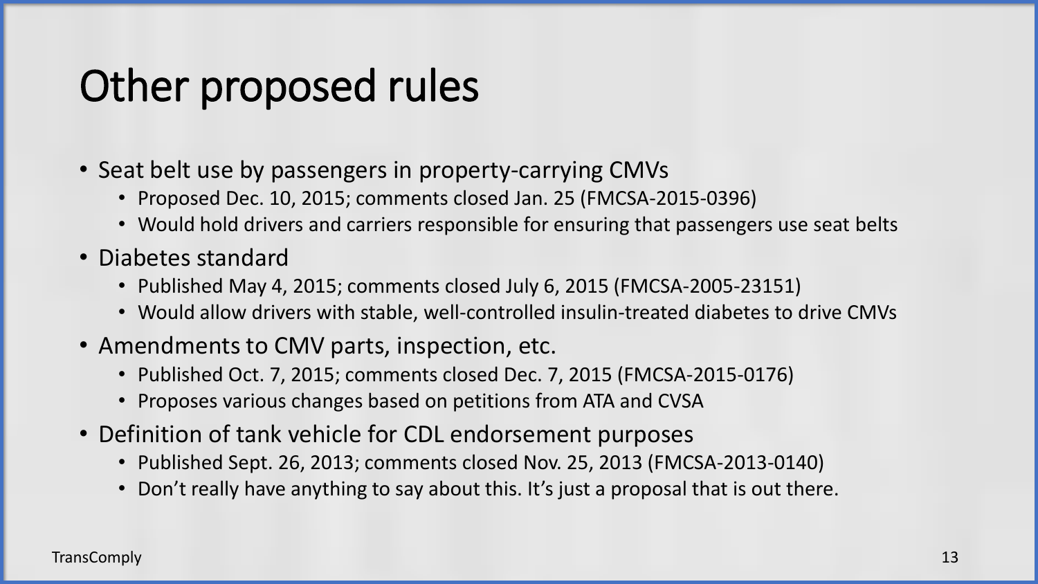# Other proposed rules

- Seat belt use by passengers in property-carrying CMVs
  - Proposed Dec. 10, 2015; comments closed Jan. 25 (FMCSA-2015-0396)
  - Would hold drivers and carriers responsible for ensuring that passengers use seat belts
- Diabetes standard
  - Published May 4, 2015; comments closed July 6, 2015 (FMCSA-2005-23151)
  - Would allow drivers with stable, well-controlled insulin-treated diabetes to drive CMVs
- Amendments to CMV parts, inspection, etc.
  - Published Oct. 7, 2015; comments closed Dec. 7, 2015 (FMCSA-2015-0176)
  - Proposes various changes based on petitions from ATA and CVSA
- Definition of tank vehicle for CDL endorsement purposes
  - Published Sept. 26, 2013; comments closed Nov. 25, 2013 (FMCSA-2013-0140)
  - Don't really have anything to say about this. It's just a proposal that is out there.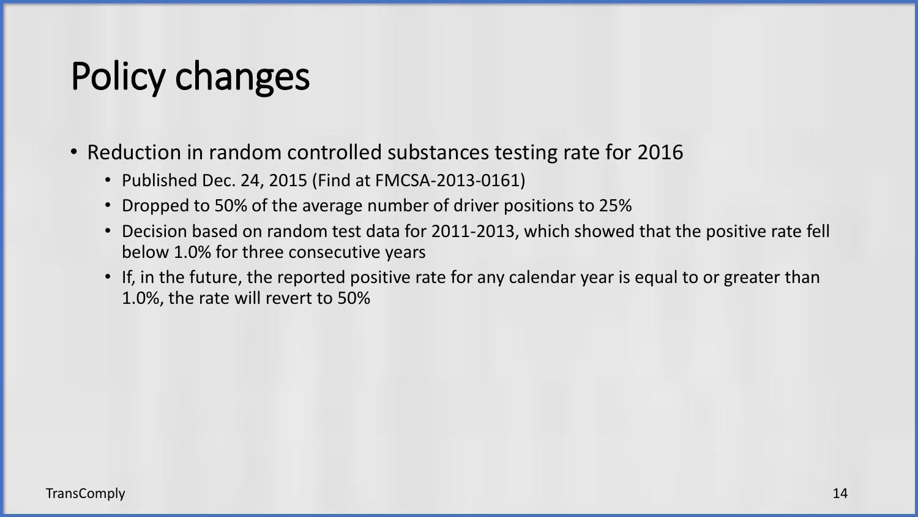# Policy changes

- Reduction in random controlled substances testing rate for 2016
  - Published Dec. 24, 2015 (Find at FMCSA-2013-0161)
  - Dropped to 50% of the average number of driver positions to 25%
  - Decision based on random test data for 2011-2013, which showed that the positive rate fell below 1.0% for three consecutive years
  - If, in the future, the reported positive rate for any calendar year is equal to or greater than 1.0%, the rate will revert to 50%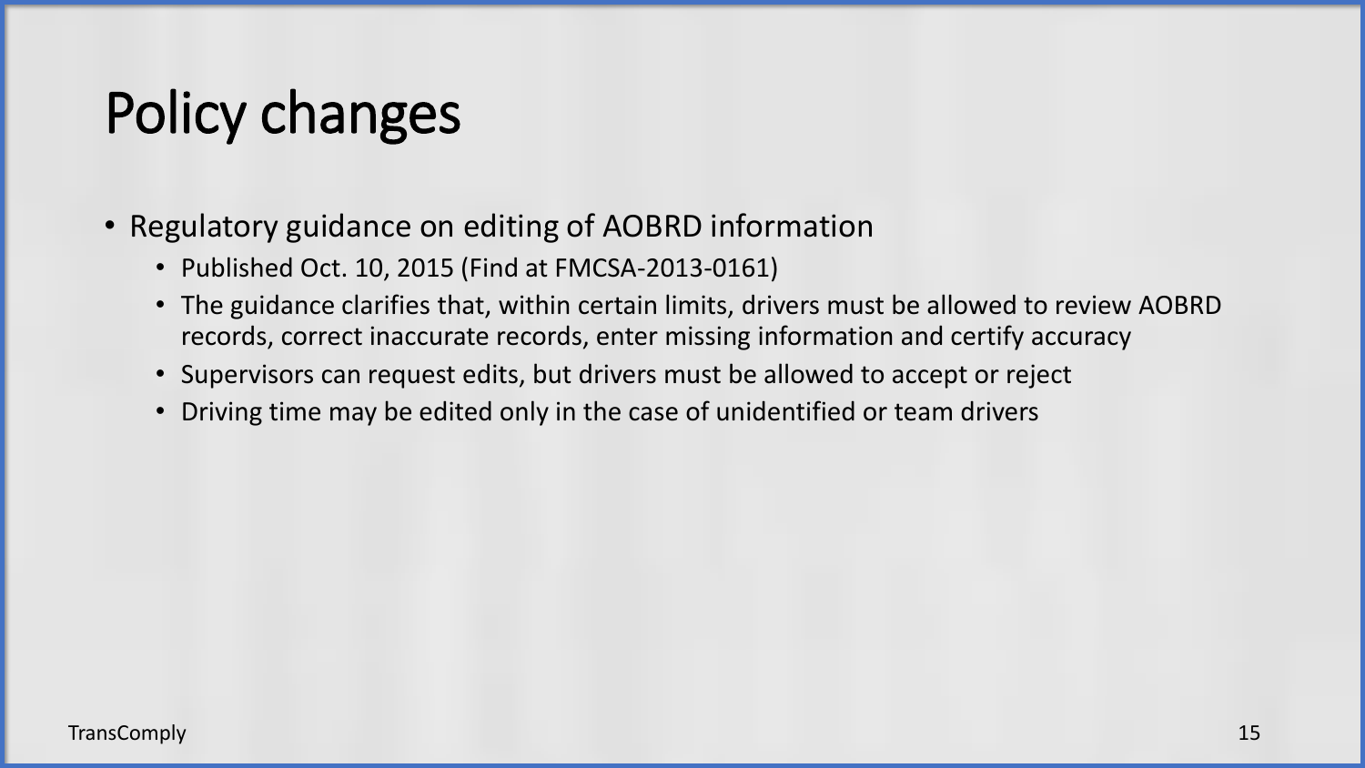# Policy changes

- Regulatory guidance on editing of AOBRD information
  - Published Oct. 10, 2015 (Find at FMCSA-2013-0161)
  - The guidance clarifies that, within certain limits, drivers must be allowed to review AOBRD records, correct inaccurate records, enter missing information and certify accuracy
  - Supervisors can request edits, but drivers must be allowed to accept or reject
  - Driving time may be edited only in the case of unidentified or team drivers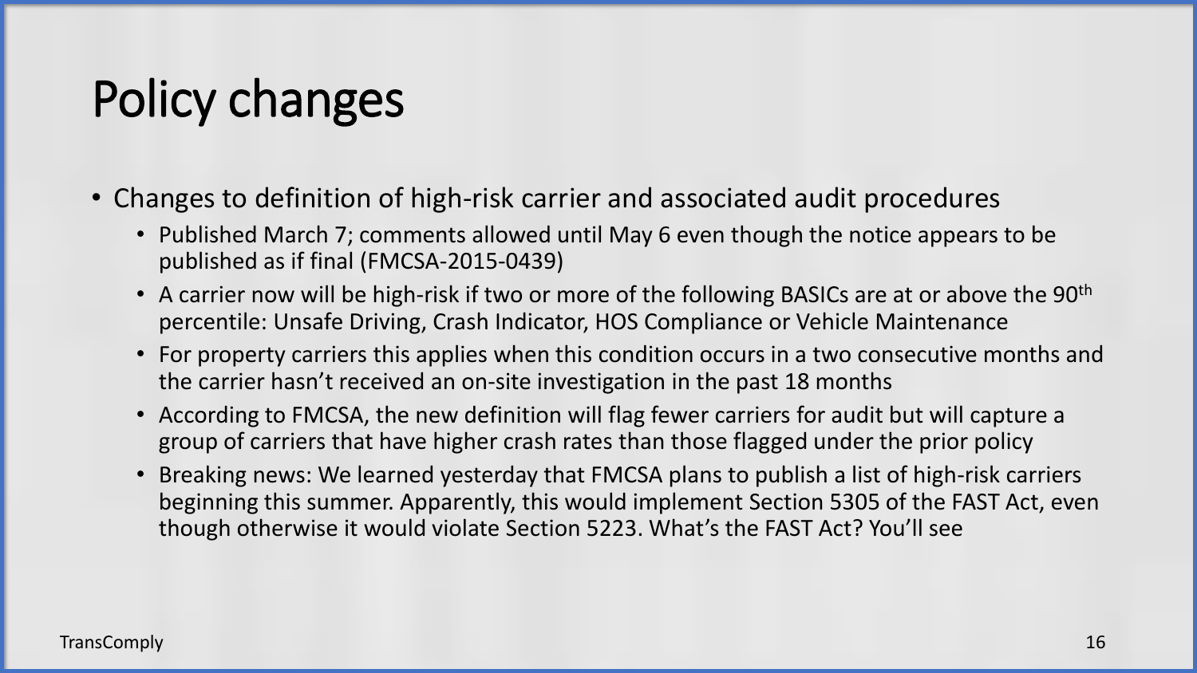# Policy changes

- Changes to definition of high-risk carrier and associated audit procedures
  - Published March 7; comments allowed until May 6 even though the notice appears to be published as if final (FMCSA-2015-0439)
  - A carrier now will be high-risk if two or more of the following BASICs are at or above the 90th percentile: Unsafe Driving, Crash Indicator, HOS Compliance or Vehicle Maintenance
  - For property carriers this applies when this condition occurs in a two consecutive months and the carrier hasn't received an on-site investigation in the past 18 months
  - According to FMCSA, the new definition will flag fewer carriers for audit but will capture a group of carriers that have higher crash rates than those flagged under the prior policy
  - Breaking news: We learned yesterday that FMCSA plans to publish a list of high-risk carriers beginning this summer. Apparently, this would implement Section 5305 of the FAST Act, even though otherwise it would violate Section 5223. What's the FAST Act? You'll see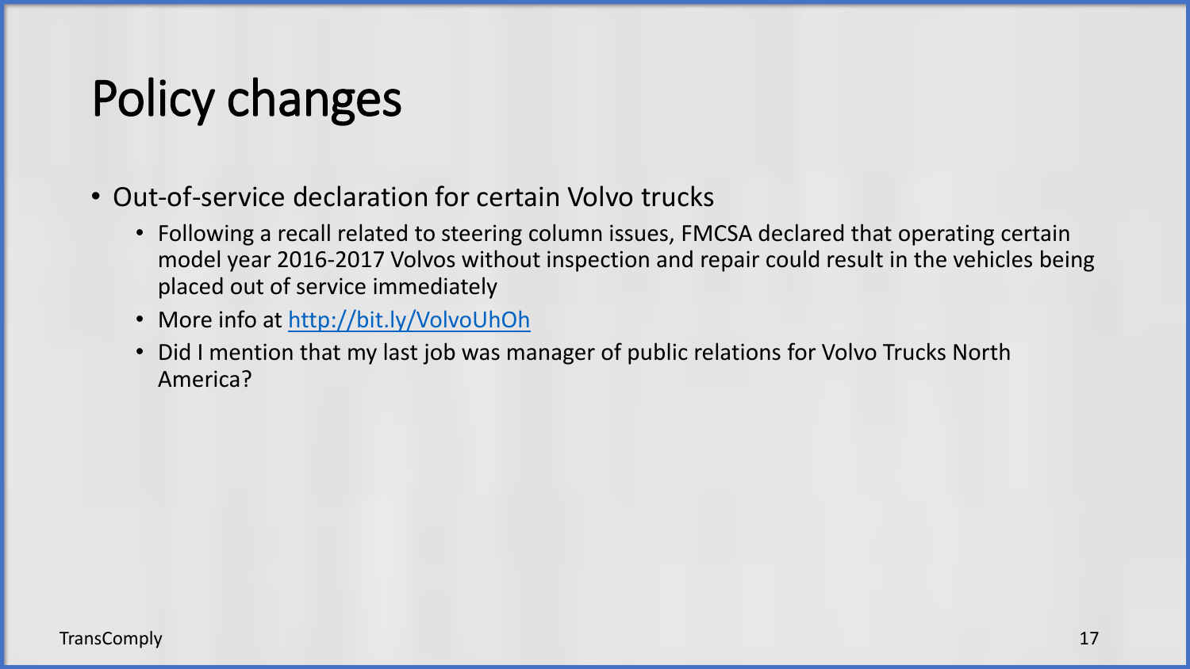# Policy changes

- Out-of-service declaration for certain Volvo trucks
  - Following a recall related to steering column issues, FMCSA declared that operating certain model year 2016-2017 Volvos without inspection and repair could result in the vehicles being placed out of service immediately
  - More info at [http://bit.ly/VolvoUhOh](http://bit.ly/VolvoUhOh)
  - Did I mention that my last job was manager of public relations for Volvo Trucks North America?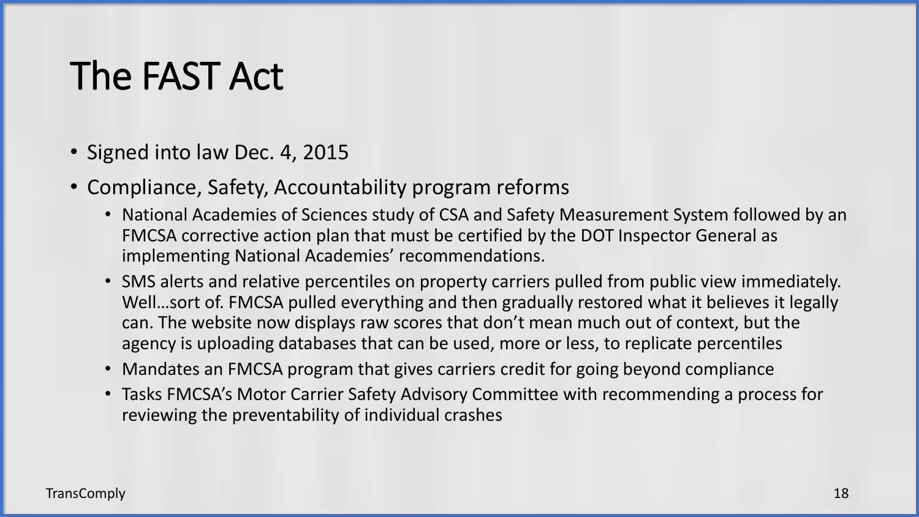# The FAST Act

- Signed into law Dec. 4, 2015
- Compliance, Safety, Accountability program reforms
  - National Academies of Sciences study of CSA and Safety Measurement System followed by an FMCSA corrective action plan that must be certified by the DOT Inspector General as implementing National Academies' recommendations.
  - SMS alerts and relative percentiles on property carriers pulled from public view immediately. Well…sort of. FMCSA pulled everything and then gradually restored what it believes it legally can. The website now displays raw scores that don't mean much out of context, but the agency is uploading databases that can be used, more or less, to replicate percentiles
  - Mandates an FMCSA program that gives carriers credit for going beyond compliance
  - Tasks FMCSA's Motor Carrier Safety Advisory Committee with recommending a process for reviewing the preventability of individual crashes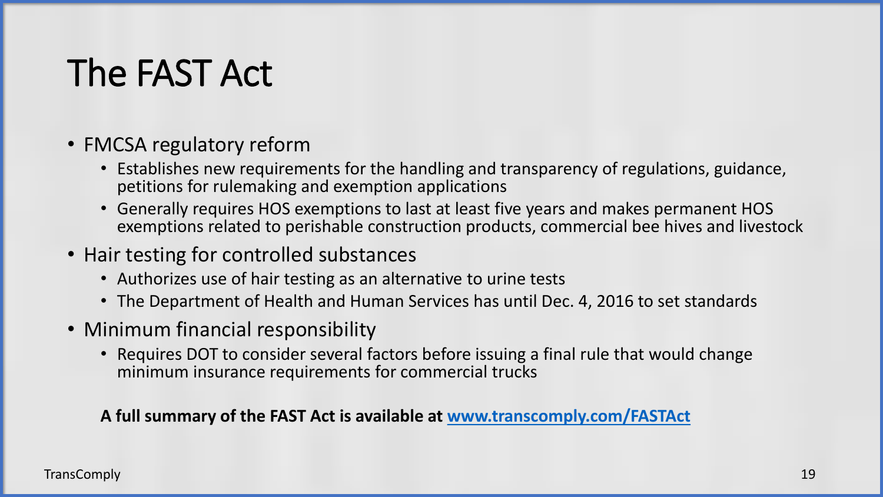# The FAST Act

- FMCSA regulatory reform
  - Establishes new requirements for the handling and transparency of regulations, guidance, petitions for rulemaking and exemption applications
  - Generally requires HOS exemptions to last at least five years and makes permanent HOS exemptions related to perishable construction products, commercial bee hives and livestock
- Hair testing for controlled substances
  - Authorizes use of hair testing as an alternative to urine tests
  - The Department of Health and Human Services has until Dec. 4, 2016 to set standards
- Minimum financial responsibility
  - Requires DOT to consider several factors before issuing a final rule that would change minimum insurance requirements for commercial trucks

**A full summary of the FAST Act is available at [www.transcomply.com/FASTAct](http://www.transcomply.com/FASTAct)**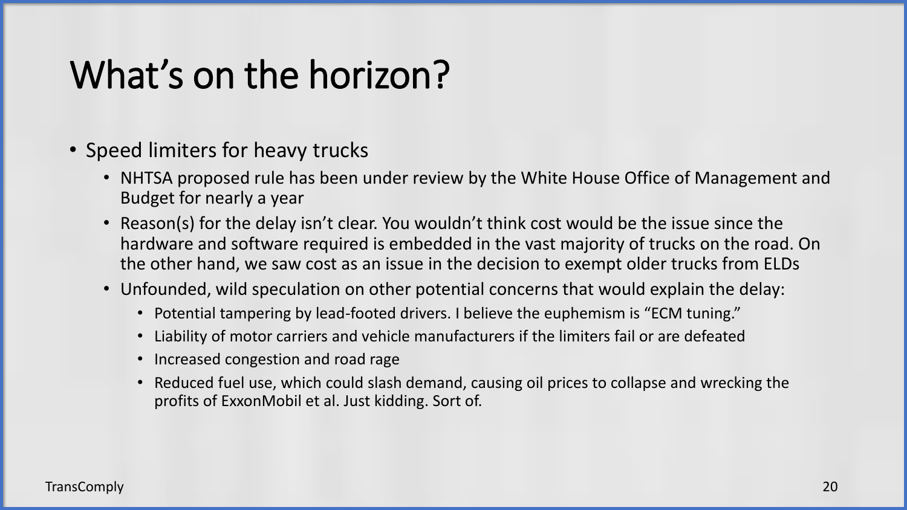# What's on the horizon?

- Speed limiters for heavy trucks
  - NHTSA proposed rule has been under review by the White House Office of Management and Budget for nearly a year
  - Reason(s) for the delay isn't clear. You wouldn't think cost would be the issue since the hardware and software required is embedded in the vast majority of trucks on the road. On the other hand, we saw cost as an issue in the decision to exempt older trucks from ELDs
  - Unfounded, wild speculation on other potential concerns that would explain the delay:
    - Potential tampering by lead-footed drivers. I believe the euphemism is "ECM tuning."
    - Liability of motor carriers and vehicle manufacturers if the limiters fail or are defeated
    - Increased congestion and road rage
    - Reduced fuel use, which could slash demand, causing oil prices to collapse and wrecking the profits of ExxonMobil et al. Just kidding. Sort of.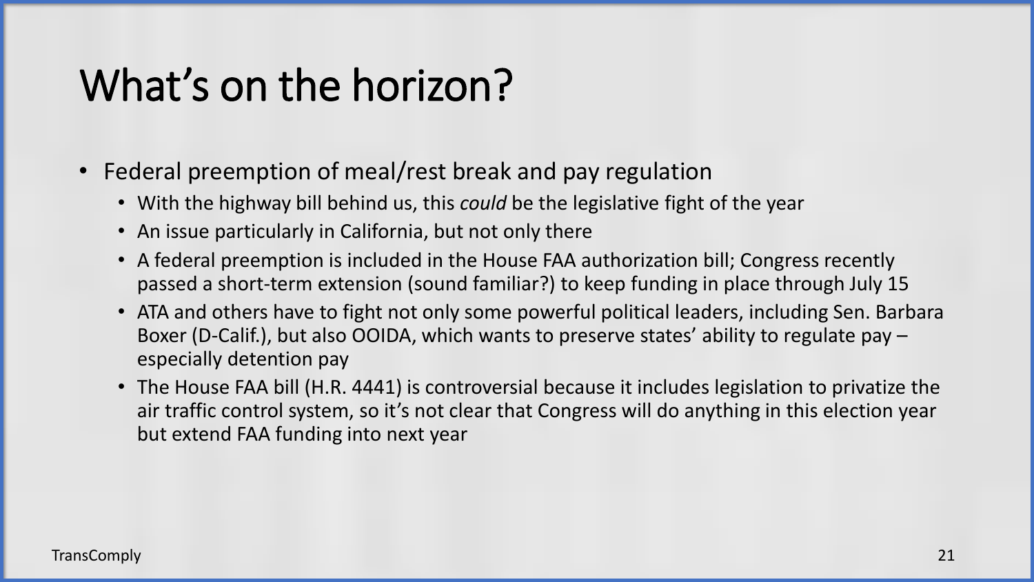# What's on the horizon?

- Federal preemption of meal/rest break and pay regulation
  - With the highway bill behind us, this *could* be the legislative fight of the year
  - An issue particularly in California, but not only there
  - A federal preemption is included in the House FAA authorization bill; Congress recently passed a short-term extension (sound familiar?) to keep funding in place through July 15
  - ATA and others have to fight not only some powerful political leaders, including Sen. Barbara Boxer (D-Calif.), but also OOIDA, which wants to preserve states' ability to regulate pay – especially detention pay
  - The House FAA bill (H.R. 4441) is controversial because it includes legislation to privatize the air traffic control system, so it's not clear that Congress will do anything in this election year but extend FAA funding into next year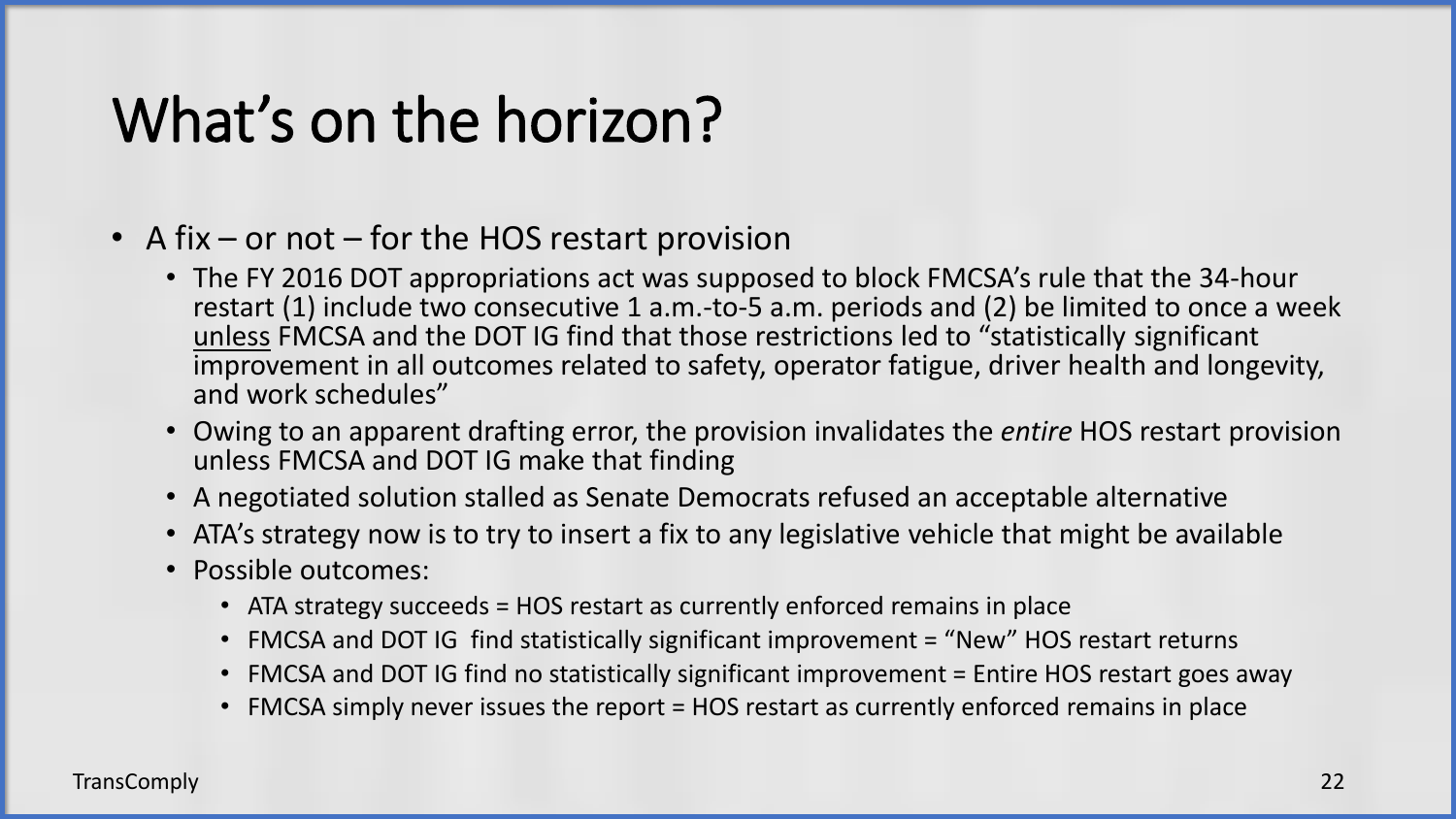# What's on the horizon?

- A fix – or not – for the HOS restart provision
  - The FY 2016 DOT appropriations act was supposed to block FMCSA's rule that the 34-hour restart (1) include two consecutive 1 a.m.-to-5 a.m. periods and (2) be limited to once a week <u>unless</u> FMCSA and the DOT IG find that those restrictions led to "statistically significant improvement in all outcomes related to safety, operator fatigue, driver health and longevity, and work schedules"
  - Owing to an apparent drafting error, the provision invalidates the *entire* HOS restart provision unless FMCSA and DOT IG make that finding
  - A negotiated solution stalled as Senate Democrats refused an acceptable alternative
  - ATA's strategy now is to try to insert a fix to any legislative vehicle that might be available
  - Possible outcomes:
    - ATA strategy succeeds = HOS restart as currently enforced remains in place
    - FMCSA and DOT IG find statistically significant improvement = "New" HOS restart returns
    - FMCSA and DOT IG find no statistically significant improvement = Entire HOS restart goes away
    - FMCSA simply never issues the report = HOS restart as currently enforced remains in place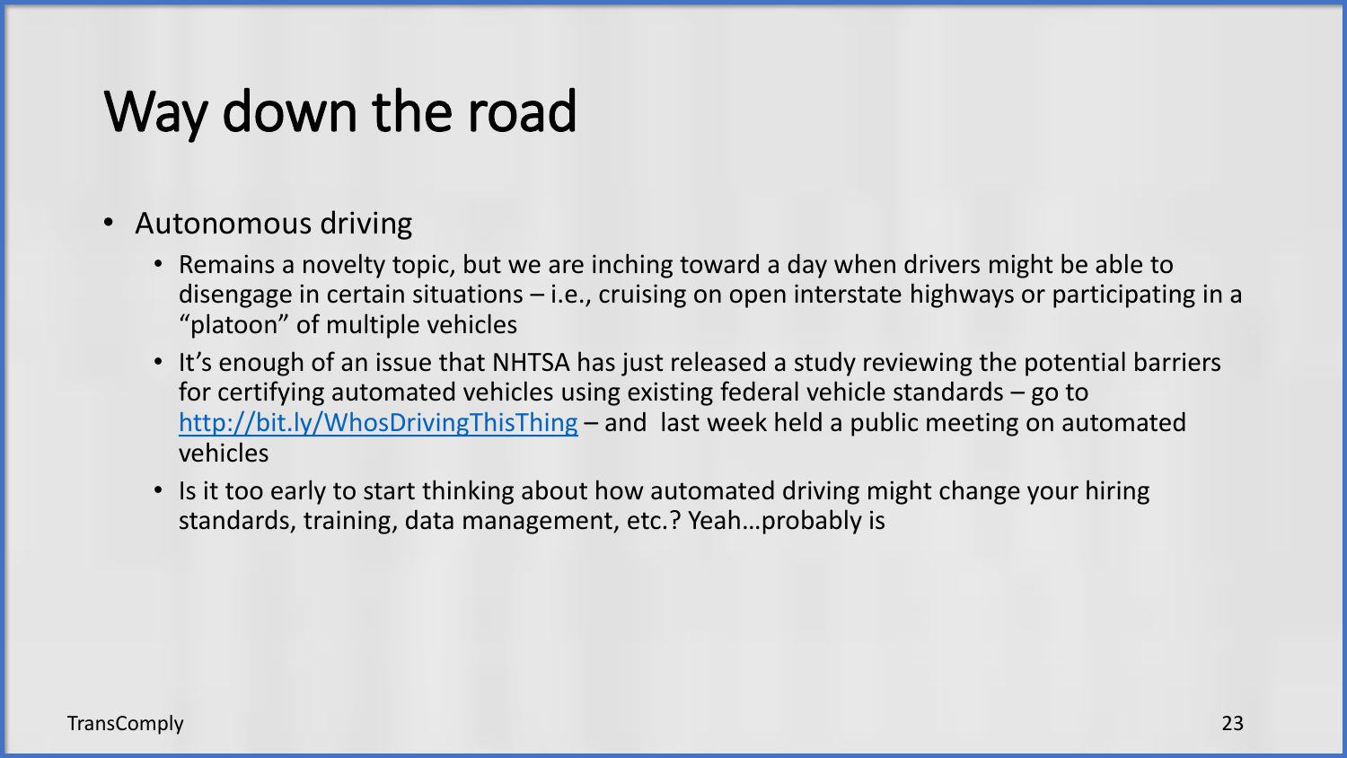# Way down the road

- Autonomous driving
  - Remains a novelty topic, but we are inching toward a day when drivers might be able to disengage in certain situations – i.e., cruising on open interstate highways or participating in a "platoon" of multiple vehicles
  - It's enough of an issue that NHTSA has just released a study reviewing the potential barriers for certifying automated vehicles using existing federal vehicle standards – go to [http://bit.ly/WhosDrivingThisThing](http://bit.ly/WhosDrivingThisThing) – and last week held a public meeting on automated vehicles
  - Is it too early to start thinking about how automated driving might change your hiring standards, training, data management, etc.? Yeah…probably is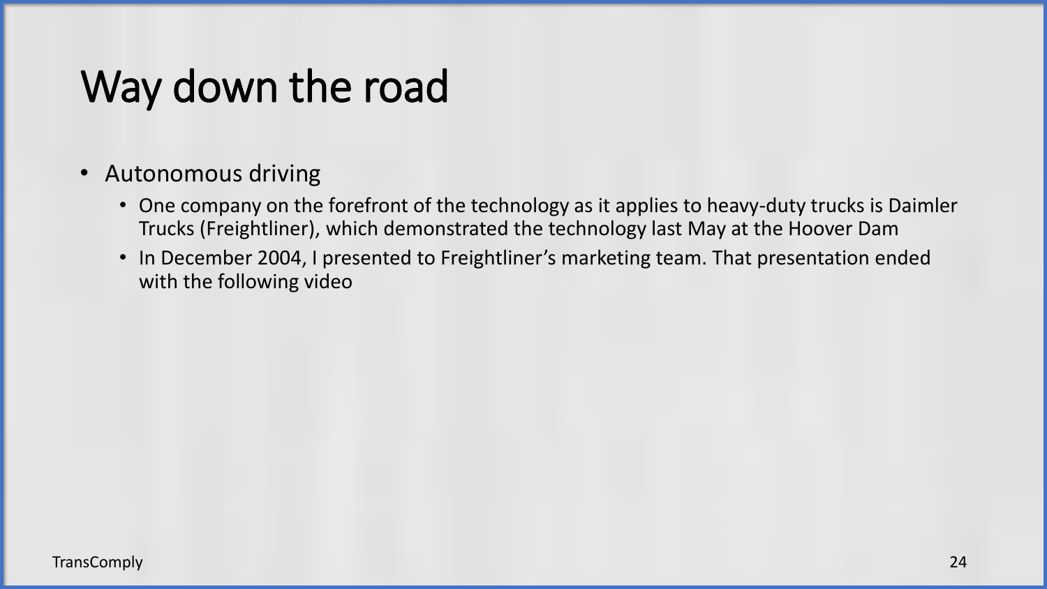# Way down the road

- Autonomous driving
  - One company on the forefront of the technology as it applies to heavy-duty trucks is Daimler Trucks (Freightliner), which demonstrated the technology last May at the Hoover Dam
  - In December 2004, I presented to Freightliner’s marketing team. That presentation ended with the following video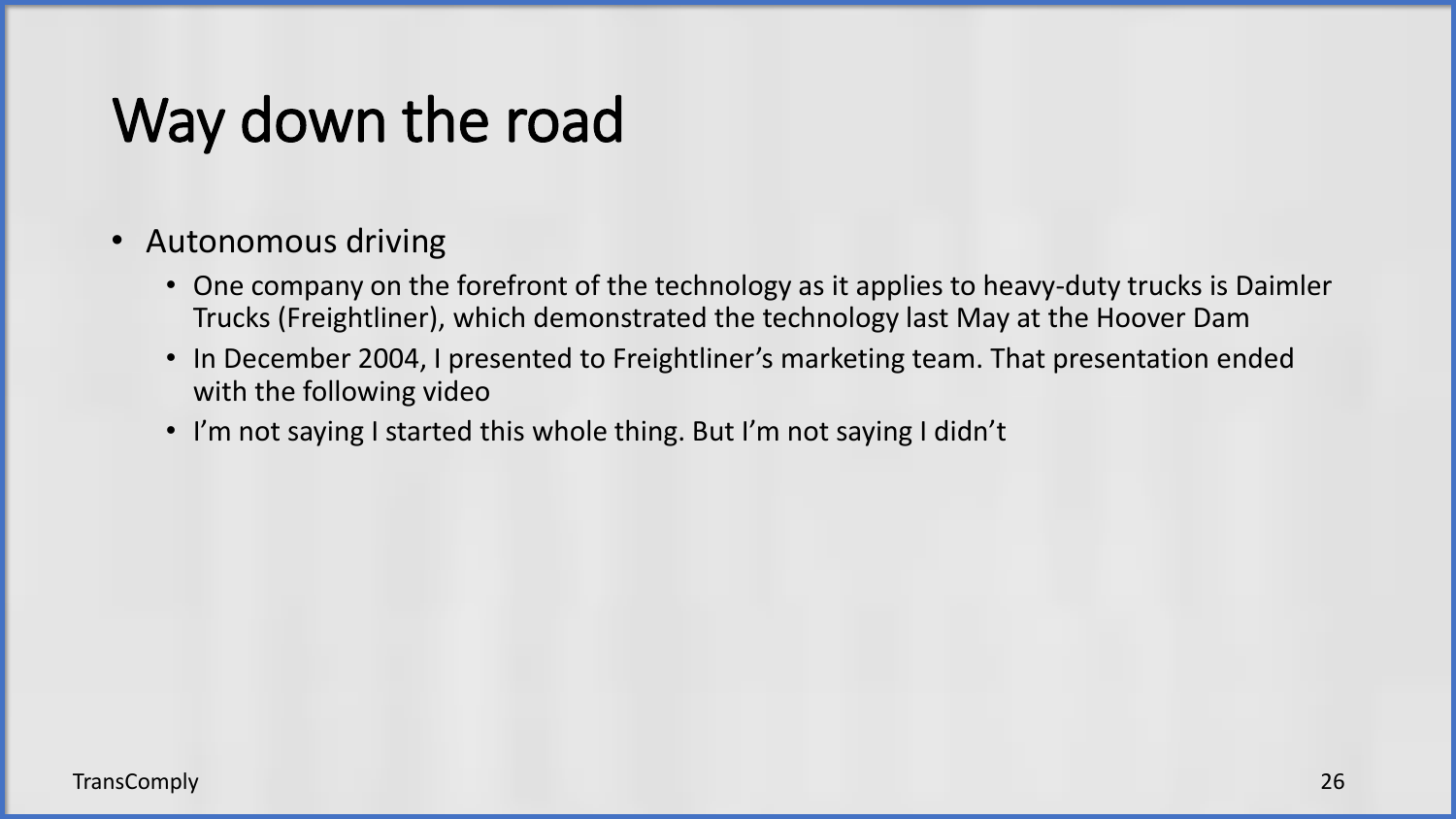# Way down the road

- Autonomous driving
  - One company on the forefront of the technology as it applies to heavy-duty trucks is Daimler Trucks (Freightliner), which demonstrated the technology last May at the Hoover Dam
  - In December 2004, I presented to Freightliner's marketing team. That presentation ended with the following video
  - I'm not saying I started this whole thing. But I'm not saying I didn't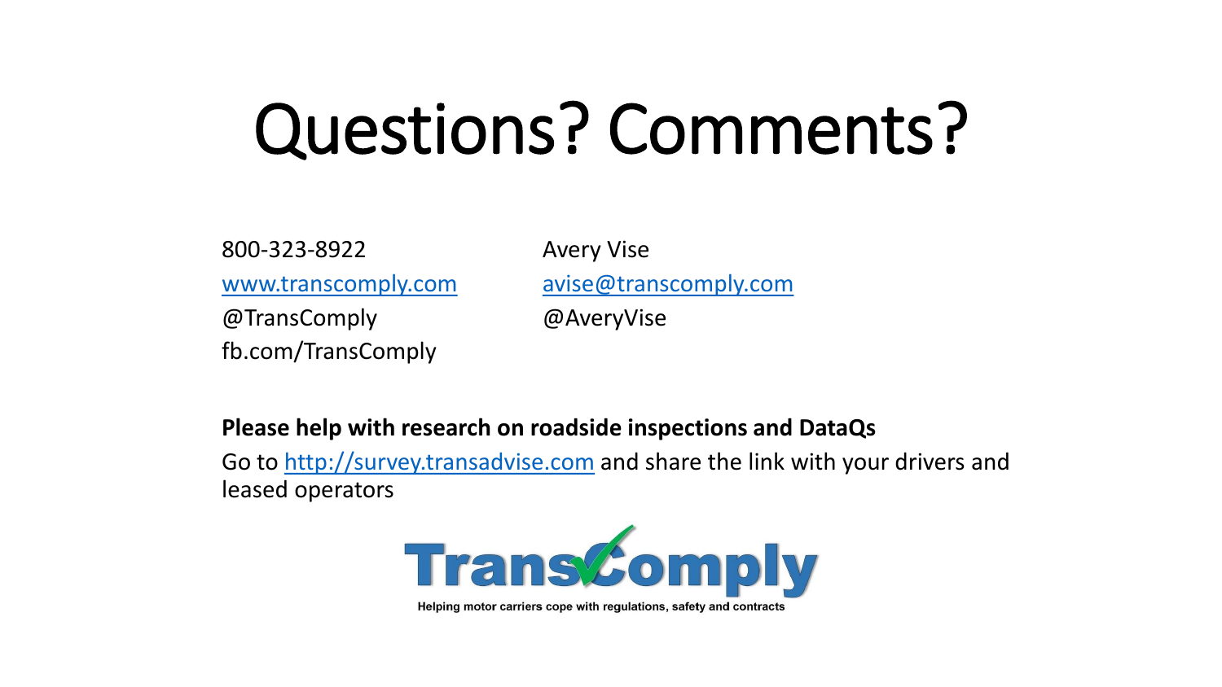# Questions? Comments?

800-323-8922
www.transcomply.com
@TransComply
fb.com/TransComply

Avery Vise
avise@transcomply.com
@AveryVise

**Please help with research on roadside inspections and DataQs**

Go to http://survey.transadvise.com and share the link with your drivers and leased operators

TransComply

Helping motor carriers cope with regulations, safety and contracts